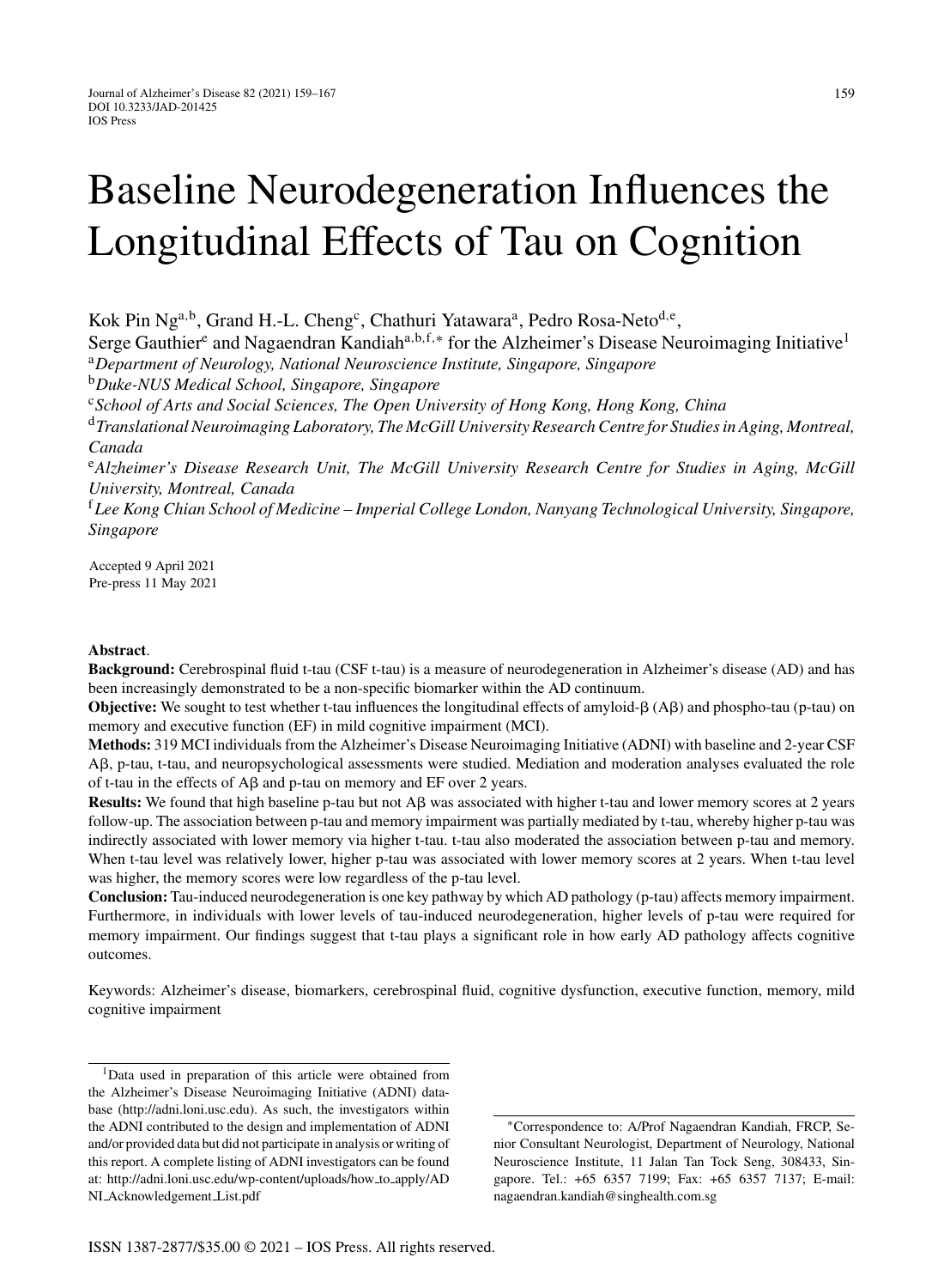# Baseline Neurodegeneration Influences the Longitudinal Effects of Tau on Cognition

Kok Pin Ng[a,b], Grand H.-L. Cheng[c], Chathuri Yatawara[a], Pedro Rosa-Neto[d,e], Serge Gauthier[e] and Nagaendran Kandiah[a,b,f,*] for the Alzheimer's Disease Neuroimaging Initiative[1]

[a]*Department of Neurology, National Neuroscience Institute, Singapore, Singapore*
[b]*Duke-NUS Medical School, Singapore, Singapore*
[c]*School of Arts and Social Sciences, The Open University of Hong Kong, Hong Kong, China*
[d]*Translational Neuroimaging Laboratory, The McGill University Research Centre for Studies in Aging, Montreal, Canada*
[e]*Alzheimer's Disease Research Unit, The McGill University Research Centre for Studies in Aging, McGill University, Montreal, Canada*
[f]*Lee Kong Chian School of Medicine – Imperial College London, Nanyang Technological University, Singapore, Singapore*

Accepted 9 April 2021
Pre-press 11 May 2021

**Abstract**.

**Background:** Cerebrospinal fluid t-tau (CSF t-tau) is a measure of neurodegeneration in Alzheimer's disease (AD) and has been increasingly demonstrated to be a non-specific biomarker within the AD continuum.

**Objective:** We sought to test whether t-tau influences the longitudinal effects of amyloid-β (Aβ) and phospho-tau (p-tau) on memory and executive function (EF) in mild cognitive impairment (MCI).

**Methods:** 319 MCI individuals from the Alzheimer's Disease Neuroimaging Initiative (ADNI) with baseline and 2-year CSF Aβ, p-tau, t-tau, and neuropsychological assessments were studied. Mediation and moderation analyses evaluated the role of t-tau in the effects of Aβ and p-tau on memory and EF over 2 years.

**Results:** We found that high baseline p-tau but not Aβ was associated with higher t-tau and lower memory scores at 2 years follow-up. The association between p-tau and memory impairment was partially mediated by t-tau, whereby higher p-tau was indirectly associated with lower memory via higher t-tau. t-tau also moderated the association between p-tau and memory. When t-tau level was relatively lower, higher p-tau was associated with lower memory scores at 2 years. When t-tau level was higher, the memory scores were low regardless of the p-tau level.

**Conclusion:** Tau-induced neurodegeneration is one key pathway by which AD pathology (p-tau) affects memory impairment. Furthermore, in individuals with lower levels of tau-induced neurodegeneration, higher levels of p-tau were required for memory impairment. Our findings suggest that t-tau plays a significant role in how early AD pathology affects cognitive outcomes.

Keywords: Alzheimer's disease, biomarkers, cerebrospinal fluid, cognitive dysfunction, executive function, memory, mild cognitive impairment

[1]Data used in preparation of this article were obtained from the Alzheimer's Disease Neuroimaging Initiative (ADNI) database (http://adni.loni.usc.edu). As such, the investigators within the ADNI contributed to the design and implementation of ADNI and/or provided data but did not participate in analysis or writing of this report. A complete listing of ADNI investigators can be found at: http://adni.loni.usc.edu/wp-content/uploads/how_to_apply/ADNI_Acknowledgement_List.pdf

*Correspondence to: A/Prof Nagaendran Kandiah, FRCP, Senior Consultant Neurologist, Department of Neurology, National Neuroscience Institute, 11 Jalan Tan Tock Seng, 308433, Singapore. Tel.: +65 6357 7199; Fax: +65 6357 7137; E-mail: nagaendran.kandiah@singhealth.com.sg

ISSN 1387-2877/$35.00 © 2021 – IOS Press. All rights reserved.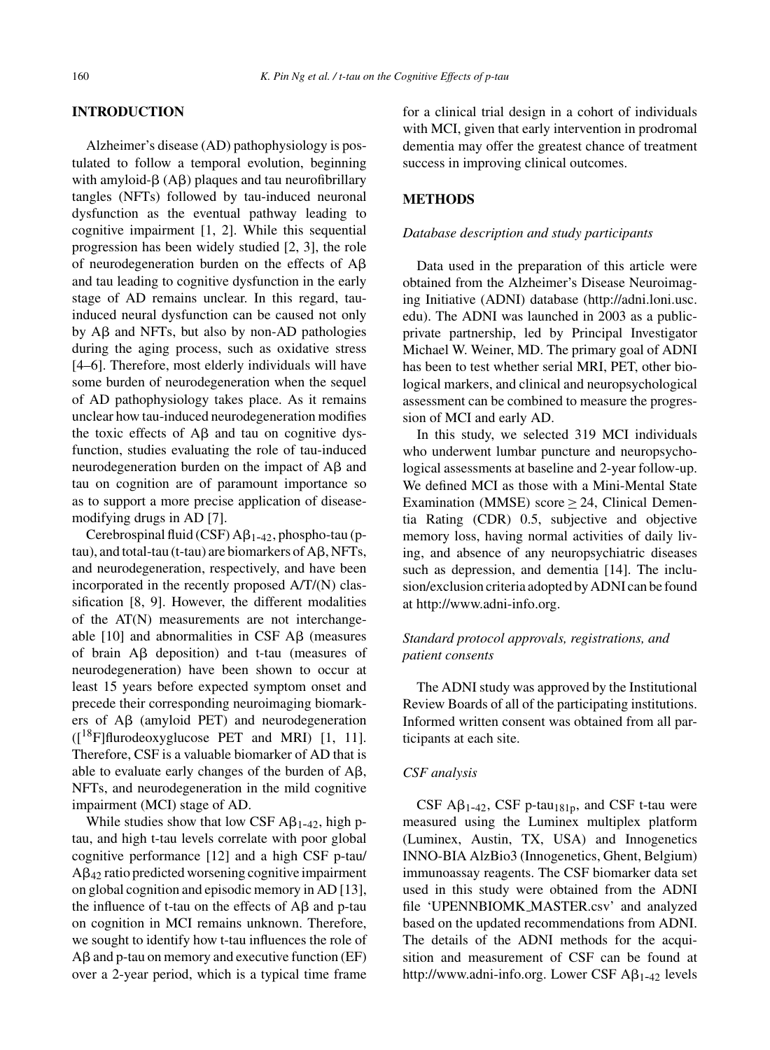## INTRODUCTION

Alzheimer's disease (AD) pathophysiology is postulated to follow a temporal evolution, beginning with amyloid-β (Aβ) plaques and tau neurofibrillary tangles (NFTs) followed by tau-induced neuronal dysfunction as the eventual pathway leading to cognitive impairment [1, 2]. While this sequential progression has been widely studied [2, 3], the role of neurodegeneration burden on the effects of Aβ and tau leading to cognitive dysfunction in the early stage of AD remains unclear. In this regard, tau-induced neural dysfunction can be caused not only by Aβ and NFTs, but also by non-AD pathologies during the aging process, such as oxidative stress [4–6]. Therefore, most elderly individuals will have some burden of neurodegeneration when the sequel of AD pathophysiology takes place. As it remains unclear how tau-induced neurodegeneration modifies the toxic effects of Aβ and tau on cognitive dysfunction, studies evaluating the role of tau-induced neurodegeneration burden on the impact of Aβ and tau on cognition are of paramount importance so as to support a more precise application of disease-modifying drugs in AD [7].

Cerebrospinal fluid (CSF) $A\beta_{1\text{-}42}$, phospho-tau (p-tau), and total-tau (t-tau) are biomarkers of Aβ, NFTs, and neurodegeneration, respectively, and have been incorporated in the recently proposed A/T/(N) classification [8, 9]. However, the different modalities of the AT(N) measurements are not interchangeable [10] and abnormalities in CSF Aβ (measures of brain Aβ deposition) and t-tau (measures of neurodegeneration) have been shown to occur at least 15 years before expected symptom onset and precede their corresponding neuroimaging biomarkers of Aβ (amyloid PET) and neurodegeneration ([$^{18}$F]flurodeoxyglucose PET and MRI) [1, 11]. Therefore, CSF is a valuable biomarker of AD that is able to evaluate early changes of the burden of Aβ, NFTs, and neurodegeneration in the mild cognitive impairment (MCI) stage of AD.

While studies show that low CSF $A\beta_{1\text{-}42}$, high p-tau, and high t-tau levels correlate with poor global cognitive performance [12] and a high CSF p-tau/$A\beta_{42}$ ratio predicted worsening cognitive impairment on global cognition and episodic memory in AD [13], the influence of t-tau on the effects of Aβ and p-tau on cognition in MCI remains unknown. Therefore, we sought to identify how t-tau influences the role of Aβ and p-tau on memory and executive function (EF) over a 2-year period, which is a typical time frame for a clinical trial design in a cohort of individuals with MCI, given that early intervention in prodromal dementia may offer the greatest chance of treatment success in improving clinical outcomes.

## METHODS

### *Database description and study participants*

Data used in the preparation of this article were obtained from the Alzheimer's Disease Neuroimaging Initiative (ADNI) database (http://adni.loni.usc.edu). The ADNI was launched in 2003 as a public-private partnership, led by Principal Investigator Michael W. Weiner, MD. The primary goal of ADNI has been to test whether serial MRI, PET, other biological markers, and clinical and neuropsychological assessment can be combined to measure the progression of MCI and early AD.

In this study, we selected 319 MCI individuals who underwent lumbar puncture and neuropsychological assessments at baseline and 2-year follow-up. We defined MCI as those with a Mini-Mental State Examination (MMSE) score $\geq 24$, Clinical Dementia Rating (CDR) 0.5, subjective and objective memory loss, having normal activities of daily living, and absence of any neuropsychiatric diseases such as depression, and dementia [14]. The inclusion/exclusion criteria adopted by ADNI can be found at http://www.adni-info.org.

### *Standard protocol approvals, registrations, and patient consents*

The ADNI study was approved by the Institutional Review Boards of all of the participating institutions. Informed written consent was obtained from all participants at each site.

### *CSF analysis*

CSF $A\beta_{1\text{-}42}$, CSF p-tau$_{181p}$, and CSF t-tau were measured using the Luminex multiplex platform (Luminex, Austin, TX, USA) and Innogenetics INNO-BIA AlzBio3 (Innogenetics, Ghent, Belgium) immunoassay reagents. The CSF biomarker data set used in this study were obtained from the ADNI file 'UPENNBIOMK_MASTER.csv' and analyzed based on the updated recommendations from ADNI. The details of the ADNI methods for the acquisition and measurement of CSF can be found at http://www.adni-info.org. Lower CSF $A\beta_{1\text{-}42}$ levels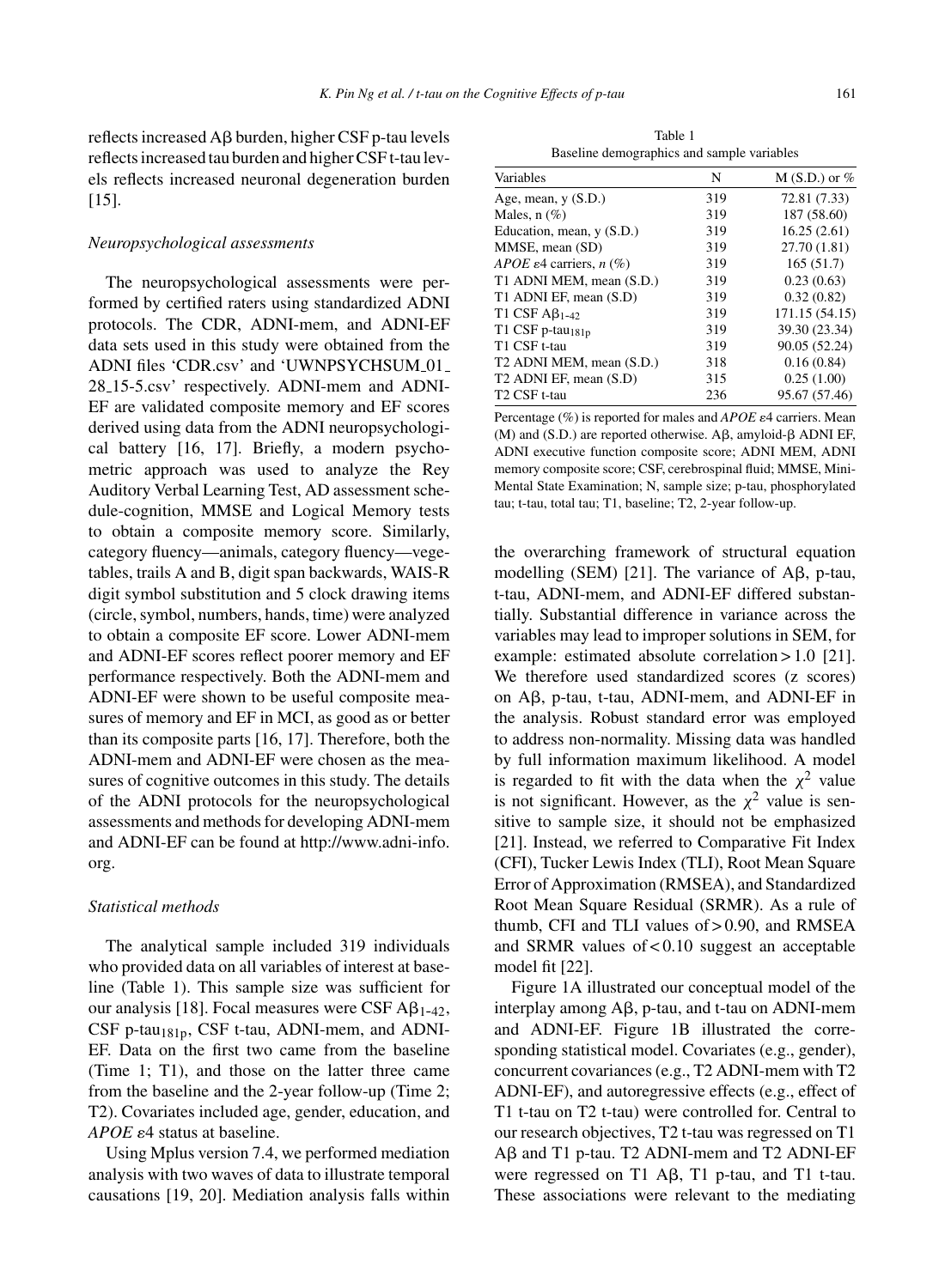reflects increased Aβ burden, higher CSF p-tau levels reflects increased tau burden and higher CSF t-tau levels reflects increased neuronal degeneration burden [15].

### Neuropsychological assessments

The neuropsychological assessments were performed by certified raters using standardized ADNI protocols. The CDR, ADNI-mem, and ADNI-EF data sets used in this study were obtained from the ADNI files 'CDR.csv' and 'UWNPSYCHSUM_01_28_15-5.csv' respectively. ADNI-mem and ADNI-EF are validated composite memory and EF scores derived using data from the ADNI neuropsychological battery [16, 17]. Briefly, a modern psychometric approach was used to analyze the Rey Auditory Verbal Learning Test, AD assessment schedule-cognition, MMSE and Logical Memory tests to obtain a composite memory score. Similarly, category fluency—animals, category fluency—vegetables, trails A and B, digit span backwards, WAIS-R digit symbol substitution and 5 clock drawing items (circle, symbol, numbers, hands, time) were analyzed to obtain a composite EF score. Lower ADNI-mem and ADNI-EF scores reflect poorer memory and EF performance respectively. Both the ADNI-mem and ADNI-EF were shown to be useful composite measures of memory and EF in MCI, as good as or better than its composite parts [16, 17]. Therefore, both the ADNI-mem and ADNI-EF were chosen as the measures of cognitive outcomes in this study. The details of the ADNI protocols for the neuropsychological assessments and methods for developing ADNI-mem and ADNI-EF can be found at http://www.adni-info.org.

### Statistical methods

The analytical sample included 319 individuals who provided data on all variables of interest at baseline (Table 1). This sample size was sufficient for our analysis [18]. Focal measures were CSF $A\beta_{1\text{-}42}$, CSF p-$\text{tau}_{181p}$, CSF t-tau, ADNI-mem, and ADNI-EF. Data on the first two came from the baseline (Time 1; T1), and those on the latter three came from the baseline and the 2-year follow-up (Time 2; T2). Covariates included age, gender, education, and *APOE* ε4 status at baseline.

Using Mplus version 7.4, we performed mediation analysis with two waves of data to illustrate temporal causations [19, 20]. Mediation analysis falls within

Table 1
Baseline demographics and sample variables

| Variables | N | M (S.D.) or % |
|---|---|---|
| Age, mean, y (S.D.) | 319 | 72.81 (7.33) |
| Males, n (%) | 319 | 187 (58.60) |
| Education, mean, y (S.D.) | 319 | 16.25 (2.61) |
| MMSE, mean (SD) | 319 | 27.70 (1.81) |
| *APOE* ε4 carriers, *n* (%) | 319 | 165 (51.7) |
| T1 ADNI MEM, mean (S.D.) | 319 | 0.23 (0.63) |
| T1 ADNI EF, mean (S.D) | 319 | 0.32 (0.82) |
| T1 CSF $A\beta_{1\text{-}42}$ | 319 | 171.15 (54.15) |
| T1 CSF p-$\text{tau}_{181p}$ | 319 | 39.30 (23.34) |
| T1 CSF t-tau | 319 | 90.05 (52.24) |
| T2 ADNI MEM, mean (S.D.) | 318 | 0.16 (0.84) |
| T2 ADNI EF, mean (S.D) | 315 | 0.25 (1.00) |
| T2 CSF t-tau | 236 | 95.67 (57.46) |

Percentage (%) is reported for males and *APOE* ε4 carriers. Mean (M) and (S.D.) are reported otherwise. Aβ, amyloid-β ADNI EF, ADNI executive function composite score; ADNI MEM, ADNI memory composite score; CSF, cerebrospinal fluid; MMSE, Mini-Mental State Examination; N, sample size; p-tau, phosphorylated tau; t-tau, total tau; T1, baseline; T2, 2-year follow-up.

the overarching framework of structural equation modelling (SEM) [21]. The variance of Aβ, p-tau, t-tau, ADNI-mem, and ADNI-EF differed substantially. Substantial difference in variance across the variables may lead to improper solutions in SEM, for example: estimated absolute correlation > 1.0 [21]. We therefore used standardized scores (z scores) on Aβ, p-tau, t-tau, ADNI-mem, and ADNI-EF in the analysis. Robust standard error was employed to address non-normality. Missing data was handled by full information maximum likelihood. A model is regarded to fit with the data when the $\chi^2$ value is not significant. However, as the $\chi^2$ value is sensitive to sample size, it should not be emphasized [21]. Instead, we referred to Comparative Fit Index (CFI), Tucker Lewis Index (TLI), Root Mean Square Error of Approximation (RMSEA), and Standardized Root Mean Square Residual (SRMR). As a rule of thumb, CFI and TLI values of > 0.90, and RMSEA and SRMR values of < 0.10 suggest an acceptable model fit [22].

Figure 1A illustrated our conceptual model of the interplay among Aβ, p-tau, and t-tau on ADNI-mem and ADNI-EF. Figure 1B illustrated the corresponding statistical model. Covariates (e.g., gender), concurrent covariances (e.g., T2 ADNI-mem with T2 ADNI-EF), and autoregressive effects (e.g., effect of T1 t-tau on T2 t-tau) were controlled for. Central to our research objectives, T2 t-tau was regressed on T1 Aβ and T1 p-tau. T2 ADNI-mem and T2 ADNI-EF were regressed on T1 Aβ, T1 p-tau, and T1 t-tau. These associations were relevant to the mediating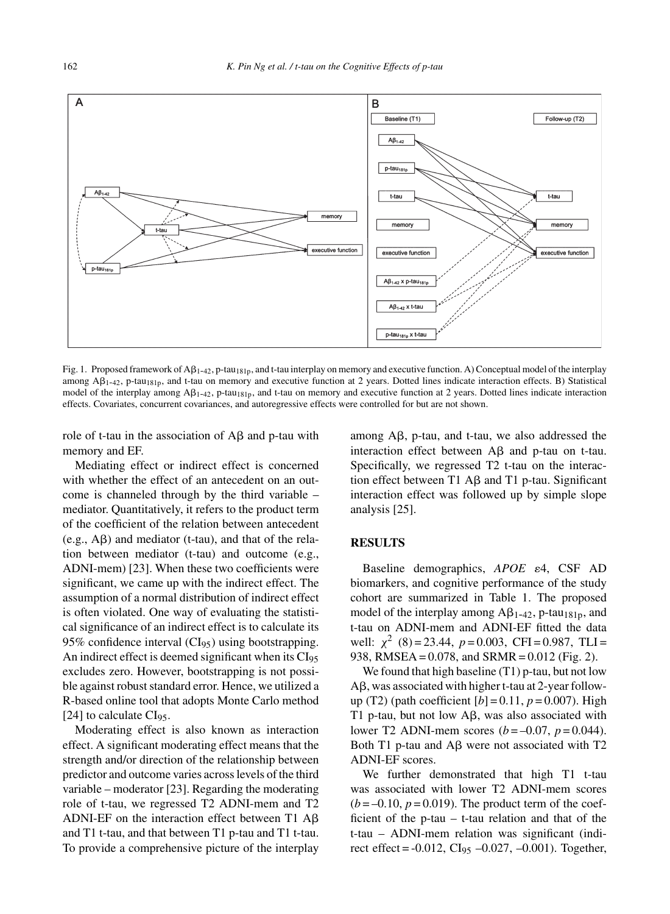Fig. 1. Proposed framework of $A\beta_{1\text{-}42}$, p-tau$_{181p}$, and t-tau interplay on memory and executive function. A) Conceptual model of the interplay among $A\beta_{1\text{-}42}$, p-tau$_{181p}$, and t-tau on memory and executive function at 2 years. Dotted lines indicate interaction effects. B) Statistical model of the interplay among $A\beta_{1\text{-}42}$, p-tau$_{181p}$, and t-tau on memory and executive function at 2 years. Dotted lines indicate interaction effects. Covariates, concurrent covariances, and autoregressive effects were controlled for but are not shown.

role of t-tau in the association of Aβ and p-tau with memory and EF.

Mediating effect or indirect effect is concerned with whether the effect of an antecedent on an outcome is channeled through by the third variable – mediator. Quantitatively, it refers to the product term of the coefficient of the relation between antecedent (e.g., Aβ) and mediator (t-tau), and that of the relation between mediator (t-tau) and outcome (e.g., ADNI-mem) [23]. When these two coefficients were significant, we came up with the indirect effect. The assumption of a normal distribution of indirect effect is often violated. One way of evaluating the statistical significance of an indirect effect is to calculate its 95% confidence interval ($CI_{95}$) using bootstrapping. An indirect effect is deemed significant when its $CI_{95}$ excludes zero. However, bootstrapping is not possible against robust standard error. Hence, we utilized a R-based online tool that adopts Monte Carlo method [24] to calculate $CI_{95}$.

Moderating effect is also known as interaction effect. A significant moderating effect means that the strength and/or direction of the relationship between predictor and outcome varies across levels of the third variable – moderator [23]. Regarding the moderating role of t-tau, we regressed T2 ADNI-mem and T2 ADNI-EF on the interaction effect between T1 Aβ and T1 t-tau, and that between T1 p-tau and T1 t-tau. To provide a comprehensive picture of the interplay among Aβ, p-tau, and t-tau, we also addressed the interaction effect between Aβ and p-tau on t-tau. Specifically, we regressed T2 t-tau on the interaction effect between T1 Aβ and T1 p-tau. Significant interaction effect was followed up by simple slope analysis [25].

## RESULTS

Baseline demographics, *APOE* ε4, CSF AD biomarkers, and cognitive performance of the study cohort are summarized in Table 1. The proposed model of the interplay among $A\beta_{1\text{-}42}$, p-tau$_{181p}$, and t-tau on ADNI-mem and ADNI-EF fitted the data well: $\chi^2$ (8) = 23.44, $p = 0.003$, CFI = 0.987, TLI = 938, RMSEA = 0.078, and SRMR = 0.012 (Fig. 2).

We found that high baseline (T1) p-tau, but not low Aβ, was associated with higher t-tau at 2-year follow-up (T2) (path coefficient [$b$] = 0.11, $p = 0.007$). High T1 p-tau, but not low Aβ, was also associated with lower T2 ADNI-mem scores ($b = –0.07$, $p = 0.044$). Both T1 p-tau and Aβ were not associated with T2 ADNI-EF scores.

We further demonstrated that high T1 t-tau was associated with lower T2 ADNI-mem scores ($b = –0.10$, $p = 0.019$). The product term of the coefficient of the p-tau – t-tau relation and that of the t-tau – ADNI-mem relation was significant (indirect effect = -0.012, $CI_{95}$ –0.027, –0.001). Together,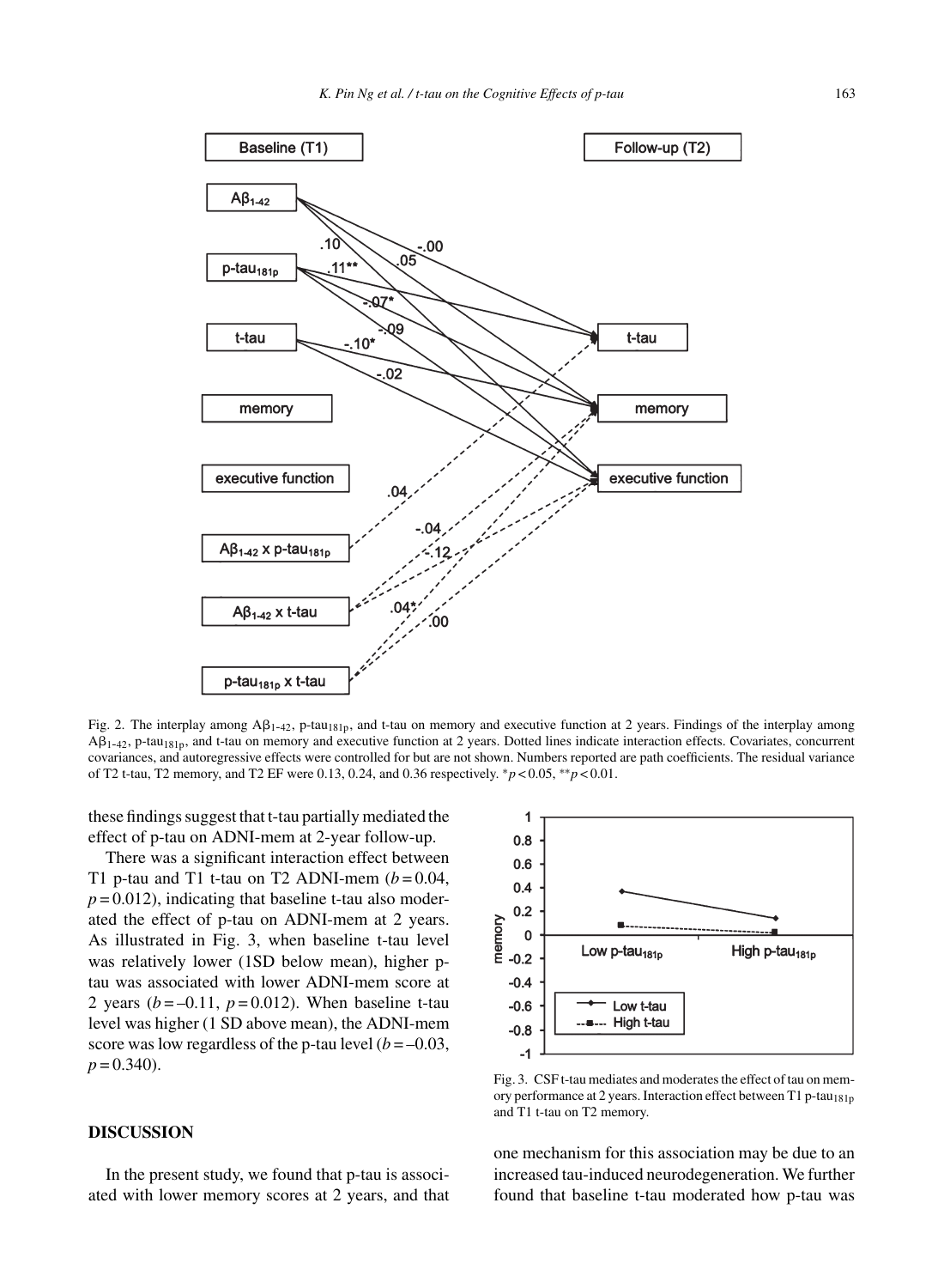Fig. 2. The interplay among $A\beta_{1-42}$, p-$tau_{181p}$, and t-tau on memory and executive function at 2 years. Findings of the interplay among $A\beta_{1-42}$, p-$tau_{181p}$, and t-tau on memory and executive function at 2 years. Dotted lines indicate interaction effects. Covariates, concurrent covariances, and autoregressive effects were controlled for but are not shown. Numbers reported are path coefficients. The residual variance of T2 t-tau, T2 memory, and T2 EF were 0.13, 0.24, and 0.36 respectively. $^{*}p < 0.05$, $^{**}p < 0.01$.

these findings suggest that t-tau partially mediated the effect of p-tau on ADNI-mem at 2-year follow-up.

There was a significant interaction effect between T1 p-tau and T1 t-tau on T2 ADNI-mem ($b = 0.04$, $p = 0.012$), indicating that baseline t-tau also moderated the effect of p-tau on ADNI-mem at 2 years. As illustrated in Fig. 3, when baseline t-tau level was relatively lower (1SD below mean), higher p-tau was associated with lower ADNI-mem score at 2 years ($b = -0.11$, $p = 0.012$). When baseline t-tau level was higher (1 SD above mean), the ADNI-mem score was low regardless of the p-tau level ($b = -0.03$, $p = 0.340$).

Fig. 3. CSF t-tau mediates and moderates the effect of tau on memory performance at 2 years. Interaction effect between T1 p-$tau_{181p}$ and T1 t-tau on T2 memory.

## DISCUSSION

In the present study, we found that p-tau is associated with lower memory scores at 2 years, and that one mechanism for this association may be due to an increased tau-induced neurodegeneration. We further found that baseline t-tau moderated how p-tau was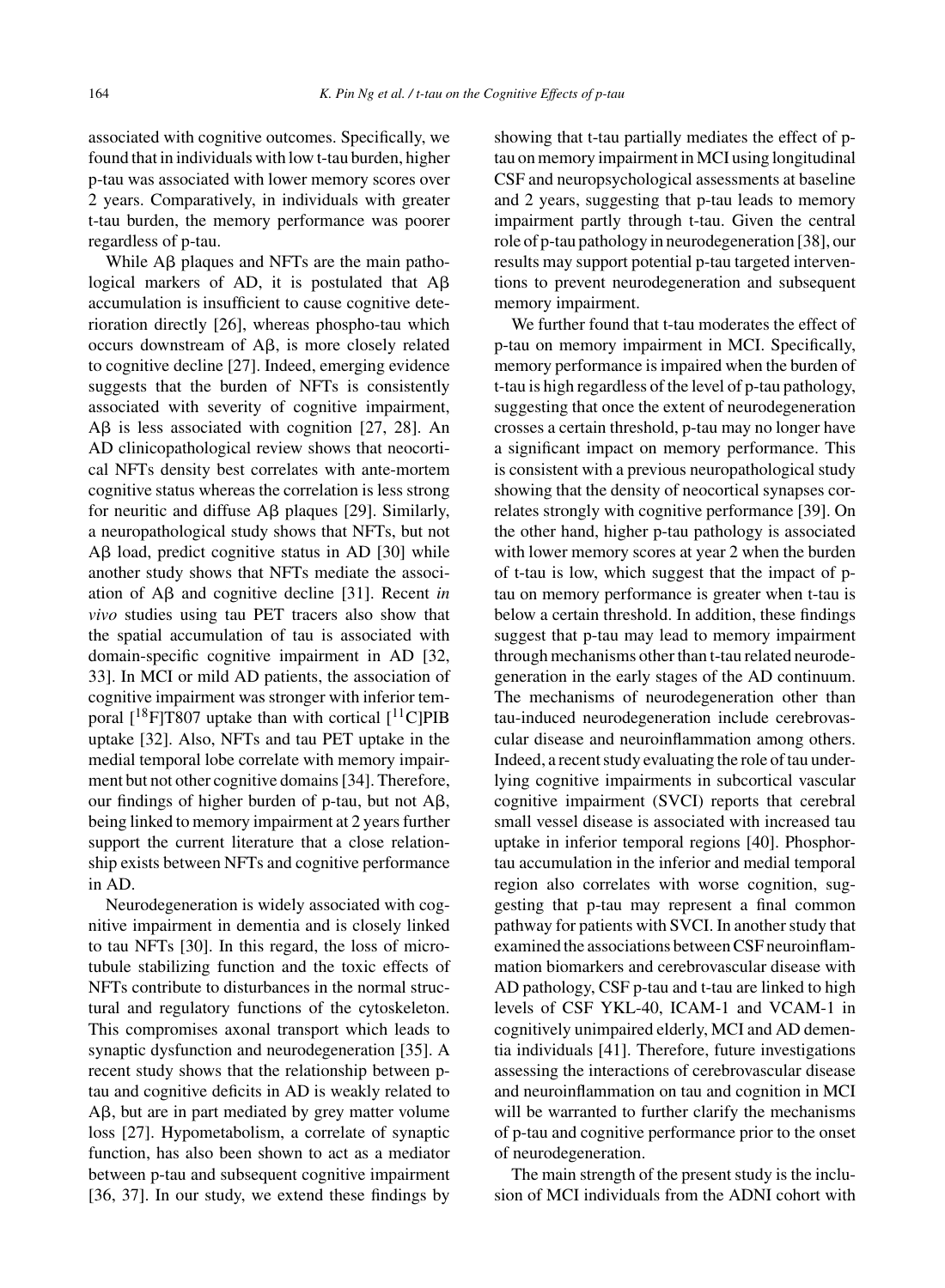associated with cognitive outcomes. Specifically, we found that in individuals with low t-tau burden, higher p-tau was associated with lower memory scores over 2 years. Comparatively, in individuals with greater t-tau burden, the memory performance was poorer regardless of p-tau.

While Aβ plaques and NFTs are the main pathological markers of AD, it is postulated that Aβ accumulation is insufficient to cause cognitive deterioration directly [26], whereas phospho-tau which occurs downstream of Aβ, is more closely related to cognitive decline [27]. Indeed, emerging evidence suggests that the burden of NFTs is consistently associated with severity of cognitive impairment, Aβ is less associated with cognition [27, 28]. An AD clinicopathological review shows that neocortical NFTs density best correlates with ante-mortem cognitive status whereas the correlation is less strong for neuritic and diffuse Aβ plaques [29]. Similarly, a neuropathological study shows that NFTs, but not Aβ load, predict cognitive status in AD [30] while another study shows that NFTs mediate the association of Aβ and cognitive decline [31]. Recent *in vivo* studies using tau PET tracers also show that the spatial accumulation of tau is associated with domain-specific cognitive impairment in AD [32, 33]. In MCI or mild AD patients, the association of cognitive impairment was stronger with inferior temporal [$^{18}$F]T807 uptake than with cortical [$^{11}$C]PIB uptake [32]. Also, NFTs and tau PET uptake in the medial temporal lobe correlate with memory impairment but not other cognitive domains [34]. Therefore, our findings of higher burden of p-tau, but not Aβ, being linked to memory impairment at 2 years further support the current literature that a close relationship exists between NFTs and cognitive performance in AD.

Neurodegeneration is widely associated with cognitive impairment in dementia and is closely linked to tau NFTs [30]. In this regard, the loss of microtubule stabilizing function and the toxic effects of NFTs contribute to disturbances in the normal structural and regulatory functions of the cytoskeleton. This compromises axonal transport which leads to synaptic dysfunction and neurodegeneration [35]. A recent study shows that the relationship between p-tau and cognitive deficits in AD is weakly related to Aβ, but are in part mediated by grey matter volume loss [27]. Hypometabolism, a correlate of synaptic function, has also been shown to act as a mediator between p-tau and subsequent cognitive impairment [36, 37]. In our study, we extend these findings by showing that t-tau partially mediates the effect of p-tau on memory impairment in MCI using longitudinal CSF and neuropsychological assessments at baseline and 2 years, suggesting that p-tau leads to memory impairment partly through t-tau. Given the central role of p-tau pathology in neurodegeneration [38], our results may support potential p-tau targeted interventions to prevent neurodegeneration and subsequent memory impairment.

We further found that t-tau moderates the effect of p-tau on memory impairment in MCI. Specifically, memory performance is impaired when the burden of t-tau is high regardless of the level of p-tau pathology, suggesting that once the extent of neurodegeneration crosses a certain threshold, p-tau may no longer have a significant impact on memory performance. This is consistent with a previous neuropathological study showing that the density of neocortical synapses correlates strongly with cognitive performance [39]. On the other hand, higher p-tau pathology is associated with lower memory scores at year 2 when the burden of t-tau is low, which suggest that the impact of p-tau on memory performance is greater when t-tau is below a certain threshold. In addition, these findings suggest that p-tau may lead to memory impairment through mechanisms other than t-tau related neurodegeneration in the early stages of the AD continuum. The mechanisms of neurodegeneration other than tau-induced neurodegeneration include cerebrovascular disease and neuroinflammation among others. Indeed, a recent study evaluating the role of tau underlying cognitive impairments in subcortical vascular cognitive impairment (SVCI) reports that cerebral small vessel disease is associated with increased tau uptake in inferior temporal regions [40]. Phosphor-tau accumulation in the inferior and medial temporal region also correlates with worse cognition, suggesting that p-tau may represent a final common pathway for patients with SVCI. In another study that examined the associations between CSF neuroinflammation biomarkers and cerebrovascular disease with AD pathology, CSF p-tau and t-tau are linked to high levels of CSF YKL-40, ICAM-1 and VCAM-1 in cognitively unimpaired elderly, MCI and AD dementia individuals [41]. Therefore, future investigations assessing the interactions of cerebrovascular disease and neuroinflammation on tau and cognition in MCI will be warranted to further clarify the mechanisms of p-tau and cognitive performance prior to the onset of neurodegeneration.

The main strength of the present study is the inclusion of MCI individuals from the ADNI cohort with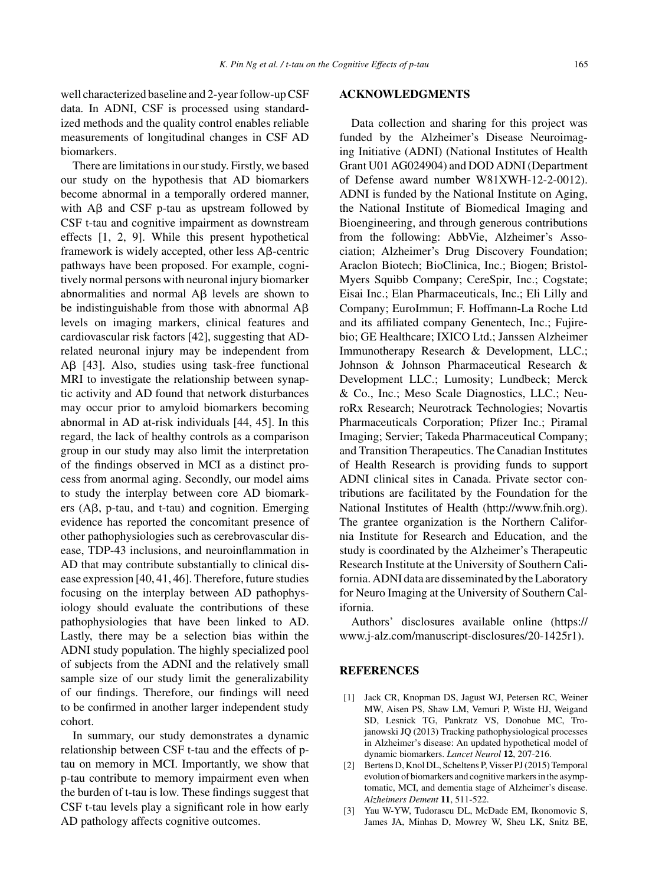well characterized baseline and 2-year follow-up CSF data. In ADNI, CSF is processed using standardized methods and the quality control enables reliable measurements of longitudinal changes in CSF AD biomarkers.

There are limitations in our study. Firstly, we based our study on the hypothesis that AD biomarkers become abnormal in a temporally ordered manner, with Aβ and CSF p-tau as upstream followed by CSF t-tau and cognitive impairment as downstream effects [1, 2, 9]. While this present hypothetical framework is widely accepted, other less Aβ-centric pathways have been proposed. For example, cognitively normal persons with neuronal injury biomarker abnormalities and normal Aβ levels are shown to be indistinguishable from those with abnormal Aβ levels on imaging markers, clinical features and cardiovascular risk factors [42], suggesting that AD-related neuronal injury may be independent from Aβ [43]. Also, studies using task-free functional MRI to investigate the relationship between synaptic activity and AD found that network disturbances may occur prior to amyloid biomarkers becoming abnormal in AD at-risk individuals [44, 45]. In this regard, the lack of healthy controls as a comparison group in our study may also limit the interpretation of the findings observed in MCI as a distinct process from anormal aging. Secondly, our model aims to study the interplay between core AD biomarkers (Aβ, p-tau, and t-tau) and cognition. Emerging evidence has reported the concomitant presence of other pathophysiologies such as cerebrovascular disease, TDP-43 inclusions, and neuroinflammation in AD that may contribute substantially to clinical disease expression [40, 41, 46]. Therefore, future studies focusing on the interplay between AD pathophysiology should evaluate the contributions of these pathophysiologies that have been linked to AD. Lastly, there may be a selection bias within the ADNI study population. The highly specialized pool of subjects from the ADNI and the relatively small sample size of our study limit the generalizability of our findings. Therefore, our findings will need to be confirmed in another larger independent study cohort.

In summary, our study demonstrates a dynamic relationship between CSF t-tau and the effects of p-tau on memory in MCI. Importantly, we show that p-tau contribute to memory impairment even when the burden of t-tau is low. These findings suggest that CSF t-tau levels play a significant role in how early AD pathology affects cognitive outcomes.

## ACKNOWLEDGMENTS

Data collection and sharing for this project was funded by the Alzheimer's Disease Neuroimaging Initiative (ADNI) (National Institutes of Health Grant U01 AG024904) and DOD ADNI (Department of Defense award number W81XWH-12-2-0012). ADNI is funded by the National Institute on Aging, the National Institute of Biomedical Imaging and Bioengineering, and through generous contributions from the following: AbbVie, Alzheimer's Association; Alzheimer's Drug Discovery Foundation; Araclon Biotech; BioClinica, Inc.; Biogen; Bristol-Myers Squibb Company; CereSpir, Inc.; Cogstate; Eisai Inc.; Elan Pharmaceuticals, Inc.; Eli Lilly and Company; EuroImmun; F. Hoffmann-La Roche Ltd and its affiliated company Genentech, Inc.; Fujirebio; GE Healthcare; IXICO Ltd.; Janssen Alzheimer Immunotherapy Research & Development, LLC.; Johnson & Johnson Pharmaceutical Research & Development LLC.; Lumosity; Lundbeck; Merck & Co., Inc.; Meso Scale Diagnostics, LLC.; NeuroRx Research; Neurotrack Technologies; Novartis Pharmaceuticals Corporation; Pfizer Inc.; Piramal Imaging; Servier; Takeda Pharmaceutical Company; and Transition Therapeutics. The Canadian Institutes of Health Research is providing funds to support ADNI clinical sites in Canada. Private sector contributions are facilitated by the Foundation for the National Institutes of Health (http://www.fnih.org). The grantee organization is the Northern California Institute for Research and Education, and the study is coordinated by the Alzheimer's Therapeutic Research Institute at the University of Southern California. ADNI data are disseminated by the Laboratory for Neuro Imaging at the University of Southern California.

Authors' disclosures available online (https://www.j-alz.com/manuscript-disclosures/20-1425r1).

## REFERENCES

[1] Jack CR, Knopman DS, Jagust WJ, Petersen RC, Weiner MW, Aisen PS, Shaw LM, Vemuri P, Wiste HJ, Weigand SD, Lesnick TG, Pankratz VS, Donohue MC, Trojanowski JQ (2013) Tracking pathophysiological processes in Alzheimer's disease: An updated hypothetical model of dynamic biomarkers. *Lancet Neurol* **12**, 207-216.

[2] Bertens D, Knol DL, Scheltens P, Visser PJ (2015) Temporal evolution of biomarkers and cognitive markers in the asymptomatic, MCI, and dementia stage of Alzheimer's disease. *Alzheimers Dement* **11**, 511-522.

[3] Yau W-YW, Tudorascu DL, McDade EM, Ikonomovic S, James JA, Minhas D, Mowrey W, Sheu LK, Snitz BE,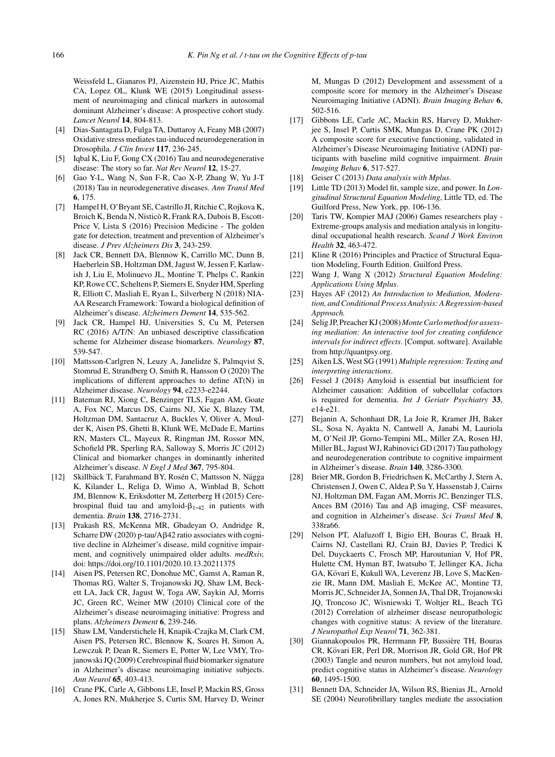Weissfeld L, Gianaros PJ, Aizenstein HJ, Price JC, Mathis CA, Lopez OL, Klunk WE (2015) Longitudinal assessment of neuroimaging and clinical markers in autosomal dominant Alzheimer's disease: A prospective cohort study. *Lancet Neurol* **14**, 804-813.

[4] Dias-Santagata D, Fulga TA, Duttaroy A, Feany MB (2007) Oxidative stress mediates tau-induced neurodegeneration in Drosophila. *J Clin Invest* **117**, 236-245.

[5] Iqbal K, Liu F, Gong CX (2016) Tau and neurodegenerative disease: The story so far. *Nat Rev Neurol* **12**, 15-27.

[6] Gao Y-L, Wang N, Sun F-R, Cao X-P, Zhang W, Yu J-T (2018) Tau in neurodegenerative diseases. *Ann Transl Med* **6**, 175.

[7] Hampel H, O'Bryant SE, Castrillo JI, Ritchie C, Rojkova K, Broich K, Benda N, Nisticò R, Frank RA, Dubois B, Escott-Price V, Lista S (2016) Precision Medicine - The golden gate for detection, treatment and prevention of Alzheimer's disease. *J Prev Alzheimers Dis* **3**, 243-259.

[8] Jack CR, Bennett DA, Blennow K, Carrillo MC, Dunn B, Haeberlein SB, Holtzman DM, Jagust W, Jessen F, Karlawish J, Liu E, Molinuevo JL, Montine T, Phelps C, Rankin KP, Rowe CC, Scheltens P, Siemers E, Snyder HM, Sperling R, Elliott C, Masliah E, Ryan L, Silverberg N (2018) NIA-AA Research Framework: Toward a biological definition of Alzheimer's disease. *Alzheimers Dement* **14**, 535-562.

[9] Jack CR, Hampel HJ, Universities S, Cu M, Petersen RC (2016) A/T/N: An unbiased descriptive classification scheme for Alzheimer disease biomarkers. *Neurology* **87**, 539-547.

[10] Mattsson-Carlgren N, Leuzy A, Janelidze S, Palmqvist S, Stomrud E, Strandberg O, Smith R, Hansson O (2020) The implications of different approaches to define AT(N) in Alzheimer disease. *Neurology* **94**, e2233-e2244.

[11] Bateman RJ, Xiong C, Benzinger TLS, Fagan AM, Goate A, Fox NC, Marcus DS, Cairns NJ, Xie X, Blazey TM, Holtzman DM, Santacruz A, Buckles V, Oliver A, Moulder K, Aisen PS, Ghetti B, Klunk WE, McDade E, Martins RN, Masters CL, Mayeux R, Ringman JM, Rossor MN, Schofield PR, Sperling RA, Salloway S, Morris JC (2012) Clinical and biomarker changes in dominantly inherited Alzheimer's disease. *N Engl J Med* **367**, 795-804.

[12] Skillbäck T, Farahmand BY, Rosén C, Mattsson N, Nägga K, Kilander L, Religa D, Wimo A, Winblad B, Schott JM, Blennow K, Eriksdotter M, Zetterberg H (2015) Cerebrospinal fluid tau and amyloid-$\beta_{1\text{-}42}$ in patients with dementia. *Brain* **138**, 2716-2731.

[13] Prakash RS, McKenna MR, Gbadeyan O, Andridge R, Scharre DW (2020) p-tau/Aβ42 ratio associates with cognitive decline in Alzheimer's disease, mild cognitive impairment, and cognitively unimpaired older adults. *medRxiv,* doi: https://doi.org/10.1101/2020.10.13.20211375

[14] Aisen PS, Petersen RC, Donohue MC, Gamst A, Raman R, Thomas RG, Walter S, Trojanowski JQ, Shaw LM, Beckett LA, Jack CR, Jagust W, Toga AW, Saykin AJ, Morris JC, Green RC, Weiner MW (2010) Clinical core of the Alzheimer's disease neuroimaging initiative: Progress and plans. *Alzheimers Dement* **6**, 239-246.

[15] Shaw LM, Vanderstichele H, Knapik-Czajka M, Clark CM, Aisen PS, Petersen RC, Blennow K, Soares H, Simon A, Lewczuk P, Dean R, Siemers E, Potter W, Lee VMY, Trojanowski JQ (2009) Cerebrospinal fluid biomarker signature in Alzheimer's disease neuroimaging initiative subjects. *Ann Neurol* **65**, 403-413.

[16] Crane PK, Carle A, Gibbons LE, Insel P, Mackin RS, Gross A, Jones RN, Mukherjee S, Curtis SM, Harvey D, Weiner M, Mungas D (2012) Development and assessment of a composite score for memory in the Alzheimer's Disease Neuroimaging Initiative (ADNI). *Brain Imaging Behav* **6**, 502-516.

[17] Gibbons LE, Carle AC, Mackin RS, Harvey D, Mukherjee S, Insel P, Curtis SMK, Mungas D, Crane PK (2012) A composite score for executive functioning, validated in Alzheimer's Disease Neuroimaging Initiative (ADNI) participants with baseline mild cognitive impairment. *Brain Imaging Behav* **6**, 517-527.

[18] Geiser C (2013) *Data analysis with Mplus*.

[19] Little TD (2013) Model fit, sample size, and power. In *Longitudinal Structural Equation Modeling*, Little TD, ed. The Guilford Press, New York, pp. 106-136.

[20] Taris TW, Kompier MAJ (2006) Games researchers play - Extreme-groups analysis and mediation analysis in longitudinal occupational health research. *Scand J Work Environ Health* **32**, 463-472.

[21] Kline R (2016) Principles and Practice of Structural Equation Modeling, Fourth Edition. Guilford Press.

[22] Wang J, Wang X (2012) *Structural Equation Modeling: Applications Using Mplus*.

[23] Hayes AF (2012) *An Introduction to Mediation, Moderation, and Conditional Process Analysis: A Regression-based Approach.*

[24] Selig JP, Preacher KJ (2008) *Monte Carlo method for assessing mediation: An interactive tool for creating confidence intervals for indirect effects*. [Comput. software]. Available from http://quantpsy.org.

[25] Aiken LS, West SG (1991) *Multiple regression: Testing and interpreting interactions*.

[26] Fessel J (2018) Amyloid is essential but insufficient for Alzheimer causation: Addition of subcellular cofactors is required for dementia. *Int J Geriatr Psychiatry* **33**, e14-e21.

[27] Bejanin A, Schonhaut DR, La Joie R, Kramer JH, Baker SL, Sosa N, Ayakta N, Cantwell A, Janabi M, Lauriola M, O'Neil JP, Gorno-Tempini ML, Miller ZA, Rosen HJ, Miller BL, Jagust WJ, Rabinovici GD (2017) Tau pathology and neurodegeneration contribute to cognitive impairment in Alzheimer's disease. *Brain* **140**, 3286-3300.

[28] Brier MR, Gordon B, Friedrichsen K, McCarthy J, Stern A, Christensen J, Owen C, Aldea P, Su Y, Hassenstab J, Cairns NJ, Holtzman DM, Fagan AM, Morris JC, Benzinger TLS, Ances BM (2016) Tau and Aβ imaging, CSF measures, and cognition in Alzheimer's disease. *Sci Transl Med* **8**, 338ra66.

[29] Nelson PT, Alafuzoff I, Bigio EH, Bouras C, Braak H, Cairns NJ, Castellani RJ, Crain BJ, Davies P, Tredici K Del, Duyckaerts C, Frosch MP, Haroutunian V, Hof PR, Hulette CM, Hyman BT, Iwatsubo T, Jellinger KA, Jicha GA, Kövari E, Kukull WA, Leverenz JB, Love S, MacKenzie IR, Mann DM, Masliah E, McKee AC, Montine TJ, Morris JC, Schneider JA, Sonnen JA, Thal DR, Trojanowski JQ, Troncoso JC, Wisniewski T, Woltjer RL, Beach TG (2012) Correlation of alzheimer disease neuropathologic changes with cognitive status: A review of the literature. *J Neuropathol Exp Neurol* **71**, 362-381.

[30] Giannakopoulos PR, Herrmann FP, Bussière TH, Bouras CR, Kövari ER, Perl DR, Morrison JR, Gold GR, Hof PR (2003) Tangle and neuron numbers, but not amyloid load, predict cognitive status in Alzheimer's disease. *Neurology* **60**, 1495-1500.

[31] Bennett DA, Schneider JA, Wilson RS, Bienias JL, Arnold SE (2004) Neurofibrillary tangles mediate the association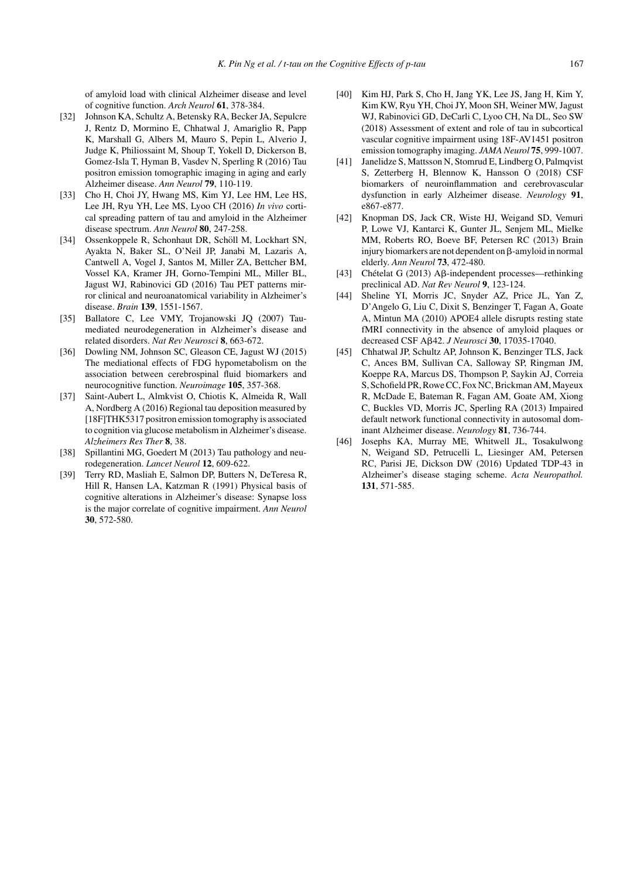of amyloid load with clinical Alzheimer disease and level of cognitive function. *Arch Neurol* **61**, 378-384.

[32] Johnson KA, Schultz A, Betensky RA, Becker JA, Sepulcre J, Rentz D, Mormino E, Chhatwal J, Amariglio R, Papp K, Marshall G, Albers M, Mauro S, Pepin L, Alverio J, Judge K, Philiossaint M, Shoup T, Yokell D, Dickerson B, Gomez-Isla T, Hyman B, Vasdev N, Sperling R (2016) Tau positron emission tomographic imaging in aging and early Alzheimer disease. *Ann Neurol* **79**, 110-119.

[33] Cho H, Choi JY, Hwang MS, Kim YJ, Lee HM, Lee HS, Lee JH, Ryu YH, Lee MS, Lyoo CH (2016) *In vivo* cortical spreading pattern of tau and amyloid in the Alzheimer disease spectrum. *Ann Neurol* **80**, 247-258.

[34] Ossenkoppele R, Schonhaut DR, Schöll M, Lockhart SN, Ayakta N, Baker SL, O'Neil JP, Janabi M, Lazaris A, Cantwell A, Vogel J, Santos M, Miller ZA, Bettcher BM, Vossel KA, Kramer JH, Gorno-Tempini ML, Miller BL, Jagust WJ, Rabinovici GD (2016) Tau PET patterns mirror clinical and neuroanatomical variability in Alzheimer's disease. *Brain* **139**, 1551-1567.

[35] Ballatore C, Lee VMY, Trojanowski JQ (2007) Tau-mediated neurodegeneration in Alzheimer's disease and related disorders. *Nat Rev Neurosci* **8**, 663-672.

[36] Dowling NM, Johnson SC, Gleason CE, Jagust WJ (2015) The mediational effects of FDG hypometabolism on the association between cerebrospinal fluid biomarkers and neurocognitive function. *Neuroimage* **105**, 357-368.

[37] Saint-Aubert L, Almkvist O, Chiotis K, Almeida R, Wall A, Nordberg A (2016) Regional tau deposition measured by [18F]THK5317 positron emission tomography is associated to cognition via glucose metabolism in Alzheimer's disease. *Alzheimers Res Ther* **8**, 38.

[38] Spillantini MG, Goedert M (2013) Tau pathology and neurodegeneration. *Lancet Neurol* **12**, 609-622.

[39] Terry RD, Masliah E, Salmon DP, Butters N, DeTeresa R, Hill R, Hansen LA, Katzman R (1991) Physical basis of cognitive alterations in Alzheimer's disease: Synapse loss is the major correlate of cognitive impairment. *Ann Neurol* **30**, 572-580.

[40] Kim HJ, Park S, Cho H, Jang YK, Lee JS, Jang H, Kim Y, Kim KW, Ryu YH, Choi JY, Moon SH, Weiner MW, Jagust WJ, Rabinovici GD, DeCarli C, Lyoo CH, Na DL, Seo SW (2018) Assessment of extent and role of tau in subcortical vascular cognitive impairment using 18F-AV1451 positron emission tomography imaging. *JAMA Neurol* **75**, 999-1007.

[41] Janelidze S, Mattsson N, Stomrud E, Lindberg O, Palmqvist S, Zetterberg H, Blennow K, Hansson O (2018) CSF biomarkers of neuroinflammation and cerebrovascular dysfunction in early Alzheimer disease. *Neurology* **91**, e867-e877.

[42] Knopman DS, Jack CR, Wiste HJ, Weigand SD, Vemuri P, Lowe VJ, Kantarci K, Gunter JL, Senjem ML, Mielke MM, Roberts RO, Boeve BF, Petersen RC (2013) Brain injury biomarkers are not dependent on β-amyloid in normal elderly. *Ann Neurol* **73**, 472-480.

[43] Chételat G (2013) Aβ-independent processes—rethinking preclinical AD. *Nat Rev Neurol* **9**, 123-124.

[44] Sheline YI, Morris JC, Snyder AZ, Price JL, Yan Z, D'Angelo G, Liu C, Dixit S, Benzinger T, Fagan A, Goate A, Mintun MA (2010) APOE4 allele disrupts resting state fMRI connectivity in the absence of amyloid plaques or decreased CSF Aβ42. *J Neurosci* **30**, 17035-17040.

[45] Chhatwal JP, Schultz AP, Johnson K, Benzinger TLS, Jack C, Ances BM, Sullivan CA, Salloway SP, Ringman JM, Koeppe RA, Marcus DS, Thompson P, Saykin AJ, Correia S, Schofield PR, Rowe CC, Fox NC, Brickman AM, Mayeux R, McDade E, Bateman R, Fagan AM, Goate AM, Xiong C, Buckles VD, Morris JC, Sperling RA (2013) Impaired default network functional connectivity in autosomal dominant Alzheimer disease. *Neurology* **81**, 736-744.

[46] Josephs KA, Murray ME, Whitwell JL, Tosakulwong N, Weigand SD, Petrucelli L, Liesinger AM, Petersen RC, Parisi JE, Dickson DW (2016) Updated TDP-43 in Alzheimer's disease staging scheme. *Acta Neuropathol.* **131**, 571-585.